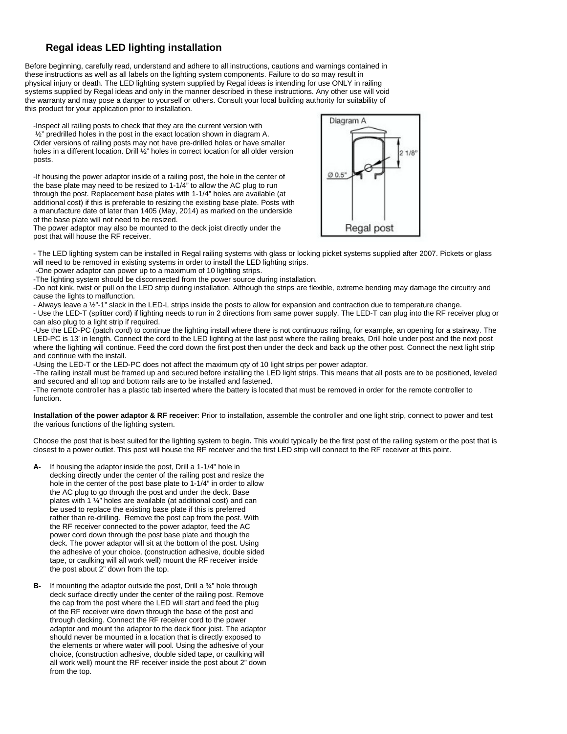## Regal ideas LED lighting installation

Before beginning, carefully read, understand and adhere to all instructions, cautions and warnings contained in these instructions as well as all labels on the lighting system components. Failure to do so may result in physical injury or death. The LED lighting system supplied by Regal ideas is intending for use ONLY in railing systems supplied by Regal ideas and only in the manner described in these instructions. Any other use will void the warranty and may pose a danger to yourself or others. Consult your local building authority for suitability of this product for your application prior to installation.

-Inspect all railing posts to check that they are the current version with ½" predrilled holes in the post in the exact location shown in diagram A. Older versions of railing posts may not have pre-drilled holes or have smaller holes in a different location. Drill ½" holes in correct location for all older version posts.

-If housing the power adaptor inside of a railing post, the hole in the center of the base plate may need to be resized to 1-1/4" to allow the AC plug to run through the post. Replacement base plates with 1-1/4" holes are available (at additional cost) if this is preferable to resizing the existing base plate. Posts with a manufacture date of later than 1405 (May, 2014) as marked on the underside of the base plate will not need to be resized.
The power adaptor may also be mounted to the deck joist directly under the post that will house the RF receiver.

Diagram A

Ø 0.5"

2 1/8"

Regal post

- The LED lighting system can be installed in Regal railing systems with glass or locking picket systems supplied after 2007. Pickets or glass will need to be removed in existing systems in order to install the LED lighting strips.
-One power adaptor can power up to a maximum of 10 lighting strips.
-The lighting system should be disconnected from the power source during installation.
-Do not kink, twist or pull on the LED strip during installation. Although the strips are flexible, extreme bending may damage the circuitry and cause the lights to malfunction.
- Always leave a ½"-1" slack in the LED-L strips inside the posts to allow for expansion and contraction due to temperature change.
- Use the LED-T (splitter cord) if lighting needs to run in 2 directions from same power supply. The LED-T can plug into the RF receiver plug or can also plug to a light strip if required.
-Use the LED-PC (patch cord) to continue the lighting install where there is not continuous railing, for example, an opening for a stairway. The LED-PC is 13' in length. Connect the cord to the LED lighting at the last post where the railing breaks, Drill hole under post and the next post where the lighting will continue. Feed the cord down the first post then under the deck and back up the other post. Connect the next light strip and continue with the install.
-Using the LED-T or the LED-PC does not affect the maximum qty of 10 light strips per power adaptor.
-The railing install must be framed up and secured before installing the LED light strips. This means that all posts are to be positioned, leveled and secured and all top and bottom rails are to be installed and fastened.
-The remote controller has a plastic tab inserted where the battery is located that must be removed in order for the remote controller to function.

**Installation of the power adaptor & RF receiver**: Prior to installation, assemble the controller and one light strip, connect to power and test the various functions of the lighting system.

Choose the post that is best suited for the lighting system to begin**.** This would typically be the first post of the railing system or the post that is closest to a power outlet. This post will house the RF receiver and the first LED strip will connect to the RF receiver at this point.

**A-** If housing the adaptor inside the post, Drill a 1-1/4" hole in decking directly under the center of the railing post and resize the hole in the center of the post base plate to 1-1/4" in order to allow the AC plug to go through the post and under the deck. Base plates with 1 ¼" holes are available (at additional cost) and can be used to replace the existing base plate if this is preferred rather than re-drilling. Remove the post cap from the post. With the RF receiver connected to the power adaptor, feed the AC power cord down through the post base plate and though the deck. The power adaptor will sit at the bottom of the post. Using the adhesive of your choice, (construction adhesive, double sided tape, or caulking will all work well) mount the RF receiver inside the post about 2" down from the top.

**B-** If mounting the adaptor outside the post, Drill a ¾" hole through deck surface directly under the center of the railing post. Remove the cap from the post where the LED will start and feed the plug of the RF receiver wire down through the base of the post and through decking. Connect the RF receiver cord to the power adaptor and mount the adaptor to the deck floor joist. The adaptor should never be mounted in a location that is directly exposed to the elements or where water will pool. Using the adhesive of your choice, (construction adhesive, double sided tape, or caulking will all work well) mount the RF receiver inside the post about 2" down from the top.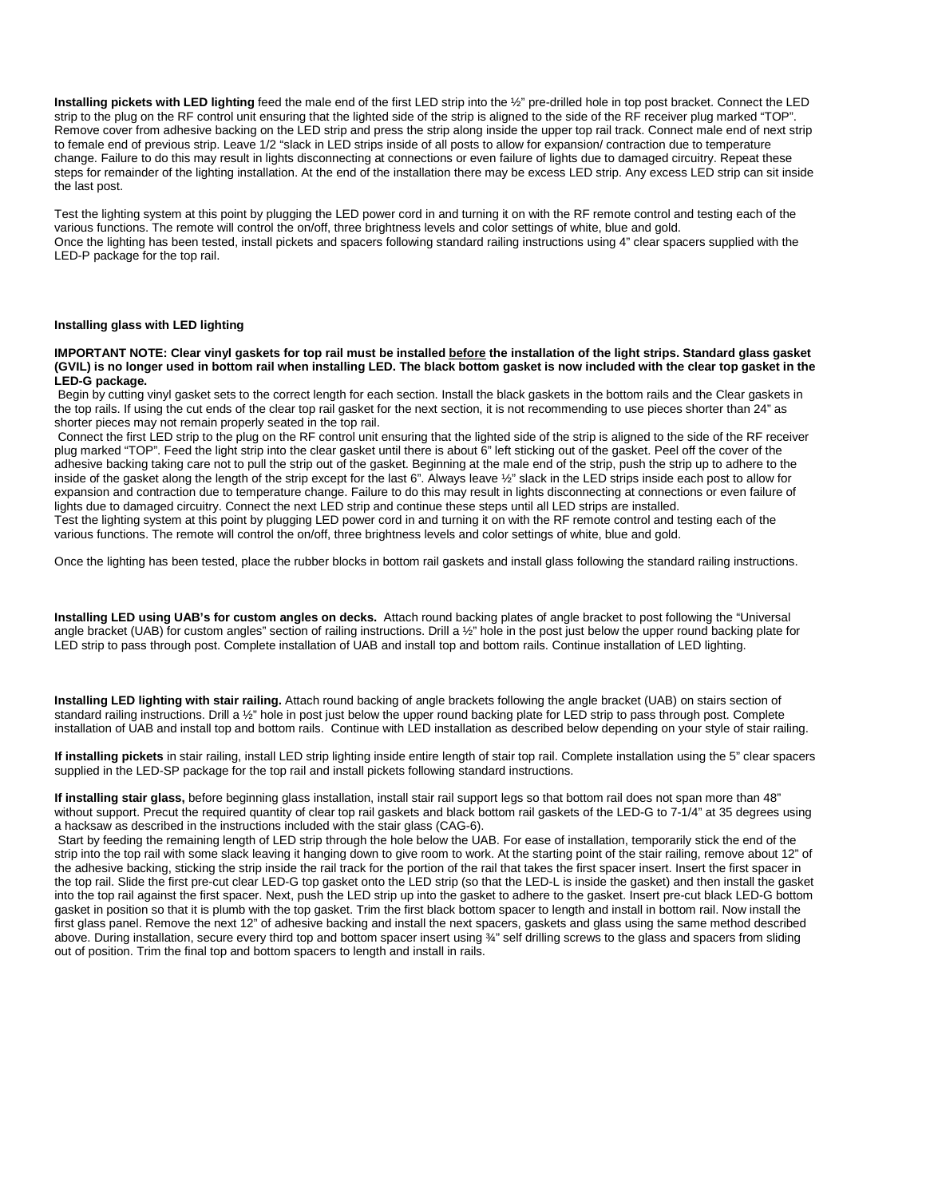**Installing pickets with LED lighting** feed the male end of the first LED strip into the ½" pre-drilled hole in top post bracket. Connect the LED strip to the plug on the RF control unit ensuring that the lighted side of the strip is aligned to the side of the RF receiver plug marked "TOP". Remove cover from adhesive backing on the LED strip and press the strip along inside the upper top rail track. Connect male end of next strip to female end of previous strip. Leave 1/2 "slack in LED strips inside of all posts to allow for expansion/ contraction due to temperature change. Failure to do this may result in lights disconnecting at connections or even failure of lights due to damaged circuitry. Repeat these steps for remainder of the lighting installation. At the end of the installation there may be excess LED strip. Any excess LED strip can sit inside the last post.

Test the lighting system at this point by plugging the LED power cord in and turning it on with the RF remote control and testing each of the various functions. The remote will control the on/off, three brightness levels and color settings of white, blue and gold.
Once the lighting has been tested, install pickets and spacers following standard railing instructions using 4" clear spacers supplied with the LED-P package for the top rail.

**Installing glass with LED lighting**

**IMPORTANT NOTE: Clear vinyl gaskets for top rail must be installed <u>before</u> the installation of the light strips. Standard glass gasket (GVIL) is no longer used in bottom rail when installing LED. The black bottom gasket is now included with the clear top gasket in the LED-G package.**

Begin by cutting vinyl gasket sets to the correct length for each section. Install the black gaskets in the bottom rails and the Clear gaskets in the top rails. If using the cut ends of the clear top rail gasket for the next section, it is not recommending to use pieces shorter than 24" as shorter pieces may not remain properly seated in the top rail.

Connect the first LED strip to the plug on the RF control unit ensuring that the lighted side of the strip is aligned to the side of the RF receiver plug marked "TOP". Feed the light strip into the clear gasket until there is about 6" left sticking out of the gasket. Peel off the cover of the adhesive backing taking care not to pull the strip out of the gasket. Beginning at the male end of the strip, push the strip up to adhere to the inside of the gasket along the length of the strip except for the last 6". Always leave ½" slack in the LED strips inside each post to allow for expansion and contraction due to temperature change. Failure to do this may result in lights disconnecting at connections or even failure of lights due to damaged circuitry. Connect the next LED strip and continue these steps until all LED strips are installed.
Test the lighting system at this point by plugging LED power cord in and turning it on with the RF remote control and testing each of the various functions. The remote will control the on/off, three brightness levels and color settings of white, blue and gold.

Once the lighting has been tested, place the rubber blocks in bottom rail gaskets and install glass following the standard railing instructions.

**Installing LED using UAB's for custom angles on decks.** Attach round backing plates of angle bracket to post following the "Universal angle bracket (UAB) for custom angles" section of railing instructions. Drill a ½" hole in the post just below the upper round backing plate for LED strip to pass through post. Complete installation of UAB and install top and bottom rails. Continue installation of LED lighting.

**Installing LED lighting with stair railing.** Attach round backing of angle brackets following the angle bracket (UAB) on stairs section of standard railing instructions. Drill a ½" hole in post just below the upper round backing plate for LED strip to pass through post. Complete installation of UAB and install top and bottom rails. Continue with LED installation as described below depending on your style of stair railing.

**If installing pickets** in stair railing, install LED strip lighting inside entire length of stair top rail. Complete installation using the 5" clear spacers supplied in the LED-SP package for the top rail and install pickets following standard instructions.

**If installing stair glass,** before beginning glass installation, install stair rail support legs so that bottom rail does not span more than 48" without support. Precut the required quantity of clear top rail gaskets and black bottom rail gaskets of the LED-G to 7-1/4" at 35 degrees using a hacksaw as described in the instructions included with the stair glass (CAG-6).

Start by feeding the remaining length of LED strip through the hole below the UAB. For ease of installation, temporarily stick the end of the strip into the top rail with some slack leaving it hanging down to give room to work. At the starting point of the stair railing, remove about 12" of the adhesive backing, sticking the strip inside the rail track for the portion of the rail that takes the first spacer insert. Insert the first spacer in the top rail. Slide the first pre-cut clear LED-G top gasket onto the LED strip (so that the LED-L is inside the gasket) and then install the gasket into the top rail against the first spacer. Next, push the LED strip up into the gasket to adhere to the gasket. Insert pre-cut black LED-G bottom gasket in position so that it is plumb with the top gasket. Trim the first black bottom spacer to length and install in bottom rail. Now install the first glass panel. Remove the next 12" of adhesive backing and install the next spacers, gaskets and glass using the same method described above. During installation, secure every third top and bottom spacer insert using ¾" self drilling screws to the glass and spacers from sliding out of position. Trim the final top and bottom spacers to length and install in rails.